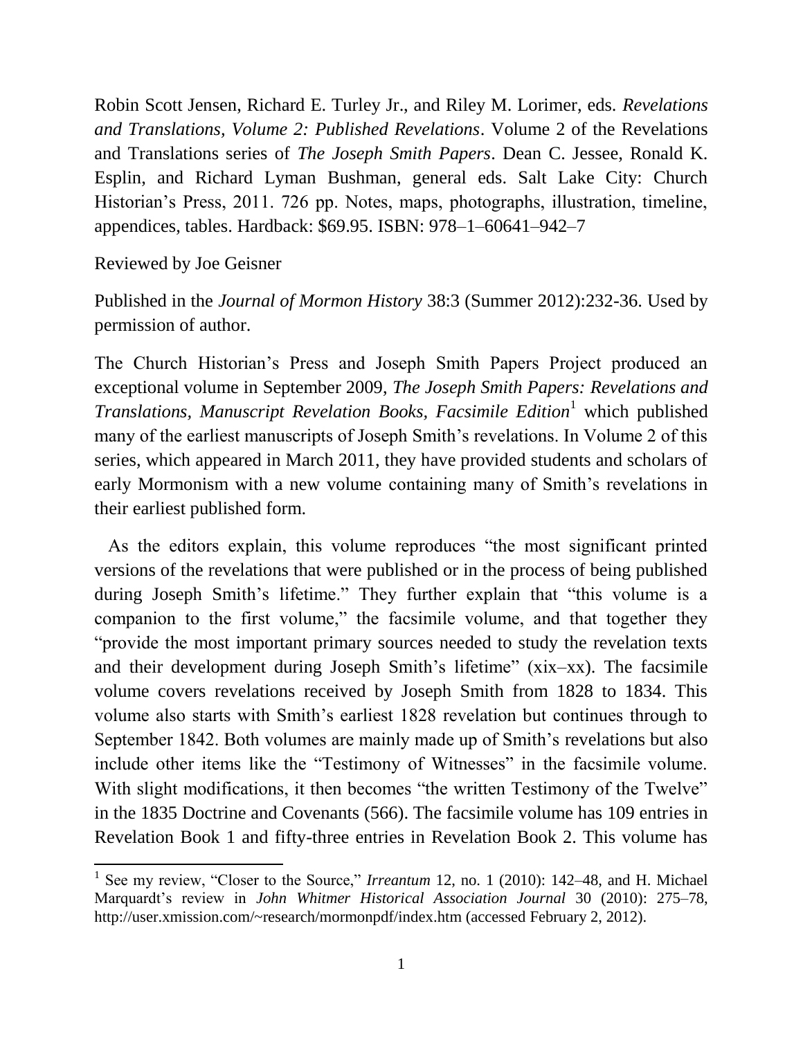Robin Scott Jensen, Richard E. Turley Jr., and Riley M. Lorimer, eds. *Revelations and Translations, Volume 2: Published Revelations*. Volume 2 of the Revelations and Translations series of *The Joseph Smith Papers*. Dean C. Jessee, Ronald K. Esplin, and Richard Lyman Bushman, general eds. Salt Lake City: Church Historian's Press, 2011. 726 pp. Notes, maps, photographs, illustration, timeline, appendices, tables. Hardback: $69.95. ISBN: 978–1–60641–942–7

Reviewed by Joe Geisner

Published in the *Journal of Mormon History* 38:3 (Summer 2012):232-36. Used by permission of author.

The Church Historian's Press and Joseph Smith Papers Project produced an exceptional volume in September 2009, *The Joseph Smith Papers: Revelations and Translations, Manuscript Revelation Books, Facsimile Edition*[1] which published many of the earliest manuscripts of Joseph Smith's revelations. In Volume 2 of this series, which appeared in March 2011, they have provided students and scholars of early Mormonism with a new volume containing many of Smith's revelations in their earliest published form.

As the editors explain, this volume reproduces "the most significant printed versions of the revelations that were published or in the process of being published during Joseph Smith's lifetime." They further explain that "this volume is a companion to the first volume," the facsimile volume, and that together they "provide the most important primary sources needed to study the revelation texts and their development during Joseph Smith's lifetime" (xix–xx). The facsimile volume covers revelations received by Joseph Smith from 1828 to 1834. This volume also starts with Smith's earliest 1828 revelation but continues through to September 1842. Both volumes are mainly made up of Smith's revelations but also include other items like the "Testimony of Witnesses" in the facsimile volume. With slight modifications, it then becomes "the written Testimony of the Twelve" in the 1835 Doctrine and Covenants (566). The facsimile volume has 109 entries in Revelation Book 1 and fifty-three entries in Revelation Book 2. This volume has

[1] See my review, "Closer to the Source," *Irreantum* 12, no. 1 (2010): 142–48, and H. Michael Marquardt's review in *John Whitmer Historical Association Journal* 30 (2010): 275–78, http://user.xmission.com/~research/mormonpdf/index.htm (accessed February 2, 2012).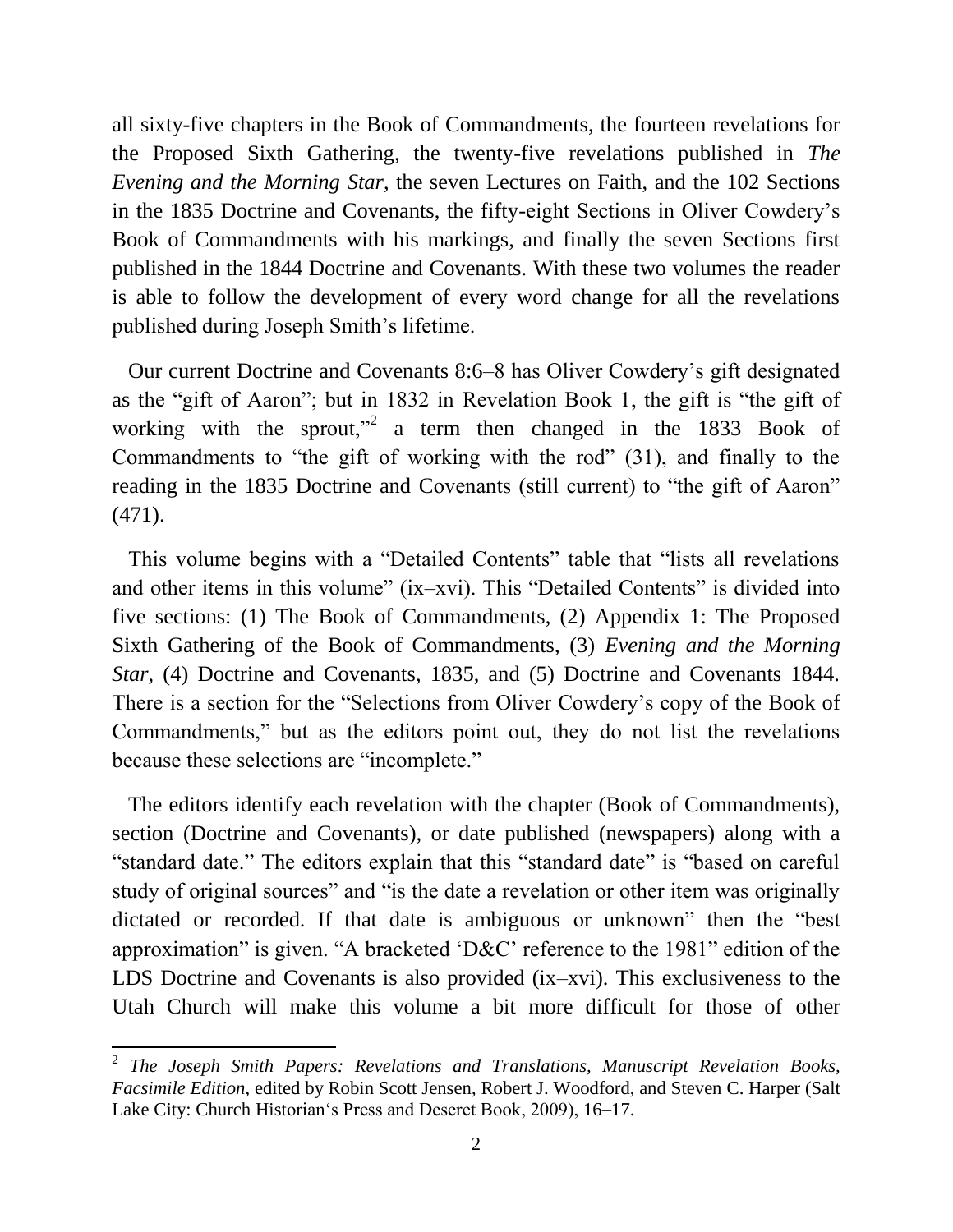all sixty-five chapters in the Book of Commandments, the fourteen revelations for the Proposed Sixth Gathering, the twenty-five revelations published in *The Evening and the Morning Star*, the seven Lectures on Faith, and the 102 Sections in the 1835 Doctrine and Covenants, the fifty-eight Sections in Oliver Cowdery's Book of Commandments with his markings, and finally the seven Sections first published in the 1844 Doctrine and Covenants. With these two volumes the reader is able to follow the development of every word change for all the revelations published during Joseph Smith's lifetime.

Our current Doctrine and Covenants 8:6–8 has Oliver Cowdery's gift designated as the "gift of Aaron"; but in 1832 in Revelation Book 1, the gift is "the gift of working with the sprout,"[2] a term then changed in the 1833 Book of Commandments to "the gift of working with the rod" (31), and finally to the reading in the 1835 Doctrine and Covenants (still current) to "the gift of Aaron" (471).

This volume begins with a "Detailed Contents" table that "lists all revelations and other items in this volume" (ix–xvi). This "Detailed Contents" is divided into five sections: (1) The Book of Commandments, (2) Appendix 1: The Proposed Sixth Gathering of the Book of Commandments, (3) *Evening and the Morning Star*, (4) Doctrine and Covenants, 1835, and (5) Doctrine and Covenants 1844. There is a section for the "Selections from Oliver Cowdery's copy of the Book of Commandments," but as the editors point out, they do not list the revelations because these selections are "incomplete."

The editors identify each revelation with the chapter (Book of Commandments), section (Doctrine and Covenants), or date published (newspapers) along with a "standard date." The editors explain that this "standard date" is "based on careful study of original sources" and "is the date a revelation or other item was originally dictated or recorded. If that date is ambiguous or unknown" then the "best approximation" is given. "A bracketed 'D&C' reference to the 1981" edition of the LDS Doctrine and Covenants is also provided (ix–xvi). This exclusiveness to the Utah Church will make this volume a bit more difficult for those of other

[2] *The Joseph Smith Papers: Revelations and Translations, Manuscript Revelation Books, Facsimile Edition*, edited by Robin Scott Jensen, Robert J. Woodford, and Steven C. Harper (Salt Lake City: Church Historian's Press and Deseret Book, 2009), 16–17.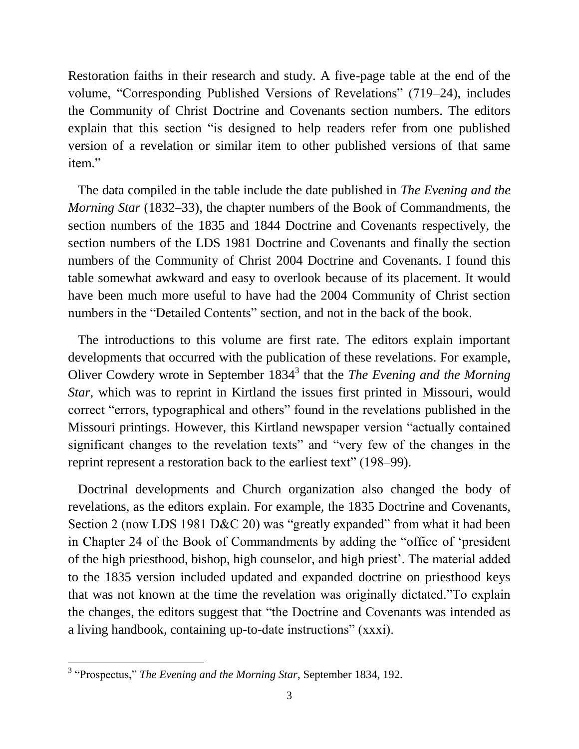Restoration faiths in their research and study. A five-page table at the end of the volume, "Corresponding Published Versions of Revelations" (719–24), includes the Community of Christ Doctrine and Covenants section numbers. The editors explain that this section "is designed to help readers refer from one published version of a revelation or similar item to other published versions of that same item."

The data compiled in the table include the date published in *The Evening and the Morning Star* (1832–33), the chapter numbers of the Book of Commandments, the section numbers of the 1835 and 1844 Doctrine and Covenants respectively, the section numbers of the LDS 1981 Doctrine and Covenants and finally the section numbers of the Community of Christ 2004 Doctrine and Covenants. I found this table somewhat awkward and easy to overlook because of its placement. It would have been much more useful to have had the 2004 Community of Christ section numbers in the "Detailed Contents" section, and not in the back of the book.

The introductions to this volume are first rate. The editors explain important developments that occurred with the publication of these revelations. For example, Oliver Cowdery wrote in September 1834[3] that the *The Evening and the Morning Star*, which was to reprint in Kirtland the issues first printed in Missouri, would correct "errors, typographical and others" found in the revelations published in the Missouri printings. However, this Kirtland newspaper version "actually contained significant changes to the revelation texts" and "very few of the changes in the reprint represent a restoration back to the earliest text" (198–99).

Doctrinal developments and Church organization also changed the body of revelations, as the editors explain. For example, the 1835 Doctrine and Covenants, Section 2 (now LDS 1981 D&C 20) was "greatly expanded" from what it had been in Chapter 24 of the Book of Commandments by adding the "office of 'president of the high priesthood, bishop, high counselor, and high priest'. The material added to the 1835 version included updated and expanded doctrine on priesthood keys that was not known at the time the revelation was originally dictated."To explain the changes, the editors suggest that "the Doctrine and Covenants was intended as a living handbook, containing up-to-date instructions" (xxxi).

---

[3] "Prospectus," *The Evening and the Morning Star*, September 1834, 192.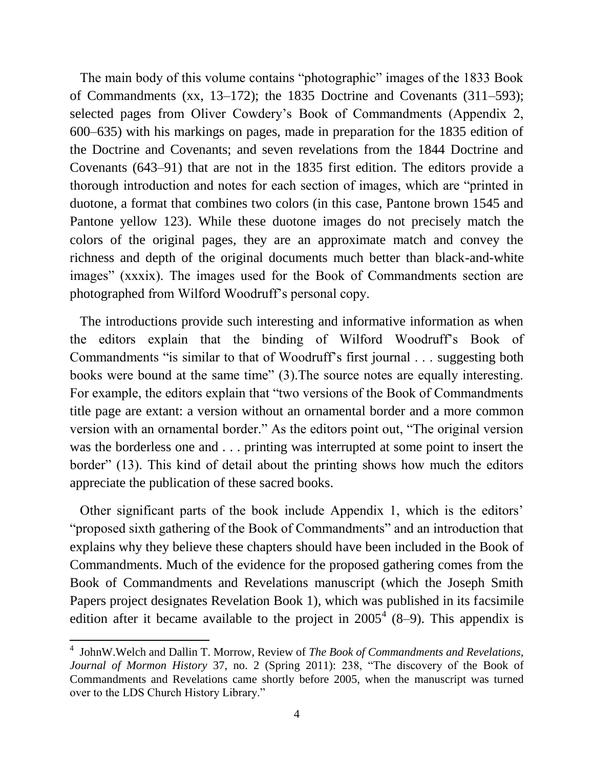The main body of this volume contains "photographic" images of the 1833 Book of Commandments (xx, 13–172); the 1835 Doctrine and Covenants (311–593); selected pages from Oliver Cowdery's Book of Commandments (Appendix 2, 600–635) with his markings on pages, made in preparation for the 1835 edition of the Doctrine and Covenants; and seven revelations from the 1844 Doctrine and Covenants (643–91) that are not in the 1835 first edition. The editors provide a thorough introduction and notes for each section of images, which are "printed in duotone, a format that combines two colors (in this case, Pantone brown 1545 and Pantone yellow 123). While these duotone images do not precisely match the colors of the original pages, they are an approximate match and convey the richness and depth of the original documents much better than black-and-white images" (xxxix). The images used for the Book of Commandments section are photographed from Wilford Woodruff's personal copy.

The introductions provide such interesting and informative information as when the editors explain that the binding of Wilford Woodruff's Book of Commandments "is similar to that of Woodruff's first journal . . . suggesting both books were bound at the same time" (3).The source notes are equally interesting. For example, the editors explain that "two versions of the Book of Commandments title page are extant: a version without an ornamental border and a more common version with an ornamental border." As the editors point out, "The original version was the borderless one and . . . printing was interrupted at some point to insert the border" (13). This kind of detail about the printing shows how much the editors appreciate the publication of these sacred books.

Other significant parts of the book include Appendix 1, which is the editors' "proposed sixth gathering of the Book of Commandments" and an introduction that explains why they believe these chapters should have been included in the Book of Commandments. Much of the evidence for the proposed gathering comes from the Book of Commandments and Revelations manuscript (which the Joseph Smith Papers project designates Revelation Book 1), which was published in its facsimile edition after it became available to the project in 2005[4] (8–9). This appendix is

[4] JohnW.Welch and Dallin T. Morrow, Review of *The Book of Commandments and Revelations*, *Journal of Mormon History* 37, no. 2 (Spring 2011): 238, "The discovery of the Book of Commandments and Revelations came shortly before 2005, when the manuscript was turned over to the LDS Church History Library."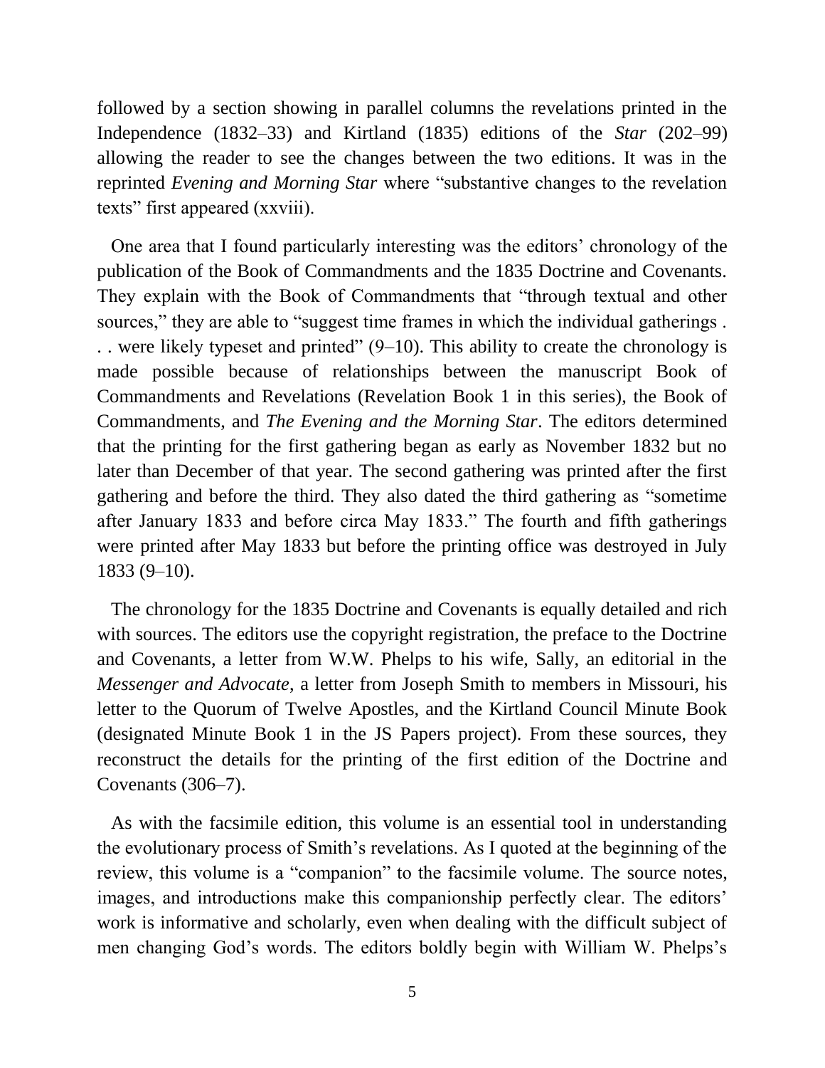followed by a section showing in parallel columns the revelations printed in the Independence (1832–33) and Kirtland (1835) editions of the *Star* (202–99) allowing the reader to see the changes between the two editions. It was in the reprinted *Evening and Morning Star* where "substantive changes to the revelation texts" first appeared (xxviii).

One area that I found particularly interesting was the editors' chronology of the publication of the Book of Commandments and the 1835 Doctrine and Covenants. They explain with the Book of Commandments that "through textual and other sources," they are able to "suggest time frames in which the individual gatherings . . . were likely typeset and printed" (9–10). This ability to create the chronology is made possible because of relationships between the manuscript Book of Commandments and Revelations (Revelation Book 1 in this series), the Book of Commandments, and *The Evening and the Morning Star*. The editors determined that the printing for the first gathering began as early as November 1832 but no later than December of that year. The second gathering was printed after the first gathering and before the third. They also dated the third gathering as "sometime after January 1833 and before circa May 1833." The fourth and fifth gatherings were printed after May 1833 but before the printing office was destroyed in July 1833 (9–10).

The chronology for the 1835 Doctrine and Covenants is equally detailed and rich with sources. The editors use the copyright registration, the preface to the Doctrine and Covenants, a letter from W.W. Phelps to his wife, Sally, an editorial in the *Messenger and Advocate*, a letter from Joseph Smith to members in Missouri, his letter to the Quorum of Twelve Apostles, and the Kirtland Council Minute Book (designated Minute Book 1 in the JS Papers project). From these sources, they reconstruct the details for the printing of the first edition of the Doctrine and Covenants (306–7).

As with the facsimile edition, this volume is an essential tool in understanding the evolutionary process of Smith's revelations. As I quoted at the beginning of the review, this volume is a "companion" to the facsimile volume. The source notes, images, and introductions make this companionship perfectly clear. The editors' work is informative and scholarly, even when dealing with the difficult subject of men changing God's words. The editors boldly begin with William W. Phelps's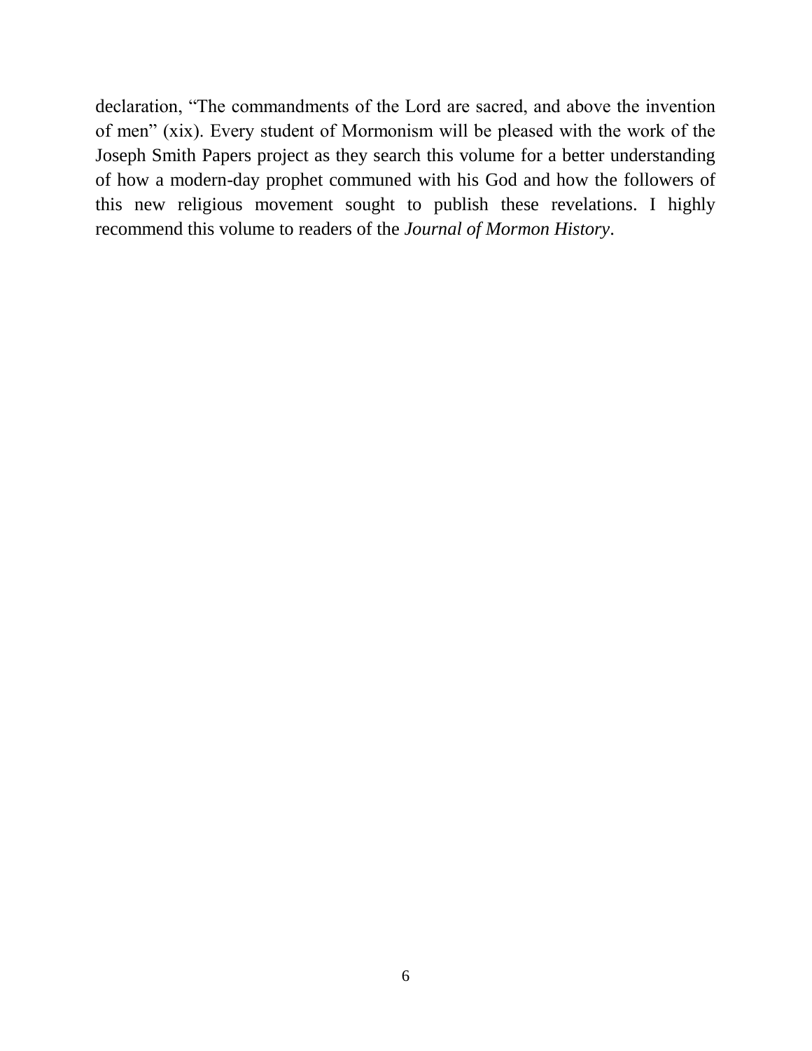declaration, "The commandments of the Lord are sacred, and above the invention of men" (xix). Every student of Mormonism will be pleased with the work of the Joseph Smith Papers project as they search this volume for a better understanding of how a modern-day prophet communed with his God and how the followers of this new religious movement sought to publish these revelations. I highly recommend this volume to readers of the *Journal of Mormon History*.